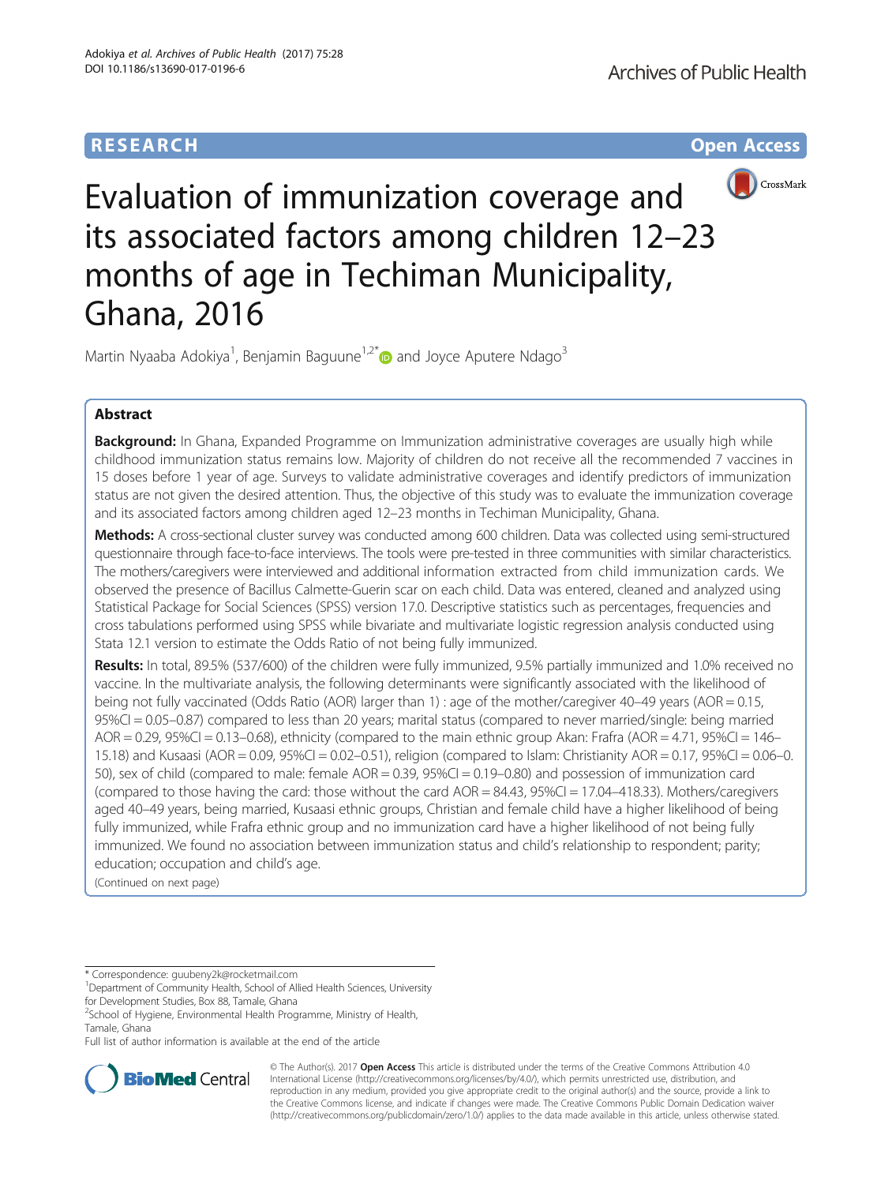RESEARCH Open Access

# Evaluation of immunization coverage and its associated factors among children 12–23 months of age in Techiman Municipality, Ghana, 2016

Martin Nyaaba Adokiya[1], Benjamin Baguune[1,2*] and Joyce Aputere Ndago[3]

## Abstract

**Background:** In Ghana, Expanded Programme on Immunization administrative coverages are usually high while childhood immunization status remains low. Majority of children do not receive all the recommended 7 vaccines in 15 doses before 1 year of age. Surveys to validate administrative coverages and identify predictors of immunization status are not given the desired attention. Thus, the objective of this study was to evaluate the immunization coverage and its associated factors among children aged 12–23 months in Techiman Municipality, Ghana.

**Methods:** A cross-sectional cluster survey was conducted among 600 children. Data was collected using semi-structured questionnaire through face-to-face interviews. The tools were pre-tested in three communities with similar characteristics. The mothers/caregivers were interviewed and additional information extracted from child immunization cards. We observed the presence of Bacillus Calmette-Guerin scar on each child. Data was entered, cleaned and analyzed using Statistical Package for Social Sciences (SPSS) version 17.0. Descriptive statistics such as percentages, frequencies and cross tabulations performed using SPSS while bivariate and multivariate logistic regression analysis conducted using Stata 12.1 version to estimate the Odds Ratio of not being fully immunized.

**Results:** In total, 89.5% (537/600) of the children were fully immunized, 9.5% partially immunized and 1.0% received no vaccine. In the multivariate analysis, the following determinants were significantly associated with the likelihood of being not fully vaccinated (Odds Ratio (AOR) larger than 1) : age of the mother/caregiver 40–49 years (AOR = 0.15, 95%CI = 0.05–0.87) compared to less than 20 years; marital status (compared to never married/single: being married AOR = 0.29, 95%CI = 0.13–0.68), ethnicity (compared to the main ethnic group Akan: Frafra (AOR = 4.71, 95%CI = 146–15.18) and Kusaasi (AOR = 0.09, 95%CI = 0.02–0.51), religion (compared to Islam: Christianity AOR = 0.17, 95%CI = 0.06–0. 50), sex of child (compared to male: female AOR = 0.39, 95%CI = 0.19–0.80) and possession of immunization card (compared to those having the card: those without the card AOR = 84.43, 95%CI = 17.04–418.33). Mothers/caregivers aged 40–49 years, being married, Kusaasi ethnic groups, Christian and female child have a higher likelihood of being fully immunized, while Frafra ethnic group and no immunization card have a higher likelihood of not being fully immunized. We found no association between immunization status and child's relationship to respondent; parity; education; occupation and child's age.

(Continued on next page)

---

* Correspondence: guubeny2k@rocketmail.com

[1]Department of Community Health, School of Allied Health Sciences, University for Development Studies, Box 88, Tamale, Ghana

[2]School of Hygiene, Environmental Health Programme, Ministry of Health, Tamale, Ghana

Full list of author information is available at the end of the article

© The Author(s). 2017 **Open Access** This article is distributed under the terms of the Creative Commons Attribution 4.0 International License (http://creativecommons.org/licenses/by/4.0/), which permits unrestricted use, distribution, and reproduction in any medium, provided you give appropriate credit to the original author(s) and the source, provide a link to the Creative Commons license, and indicate if changes were made. The Creative Commons Public Domain Dedication waiver (http://creativecommons.org/publicdomain/zero/1.0/) applies to the data made available in this article, unless otherwise stated.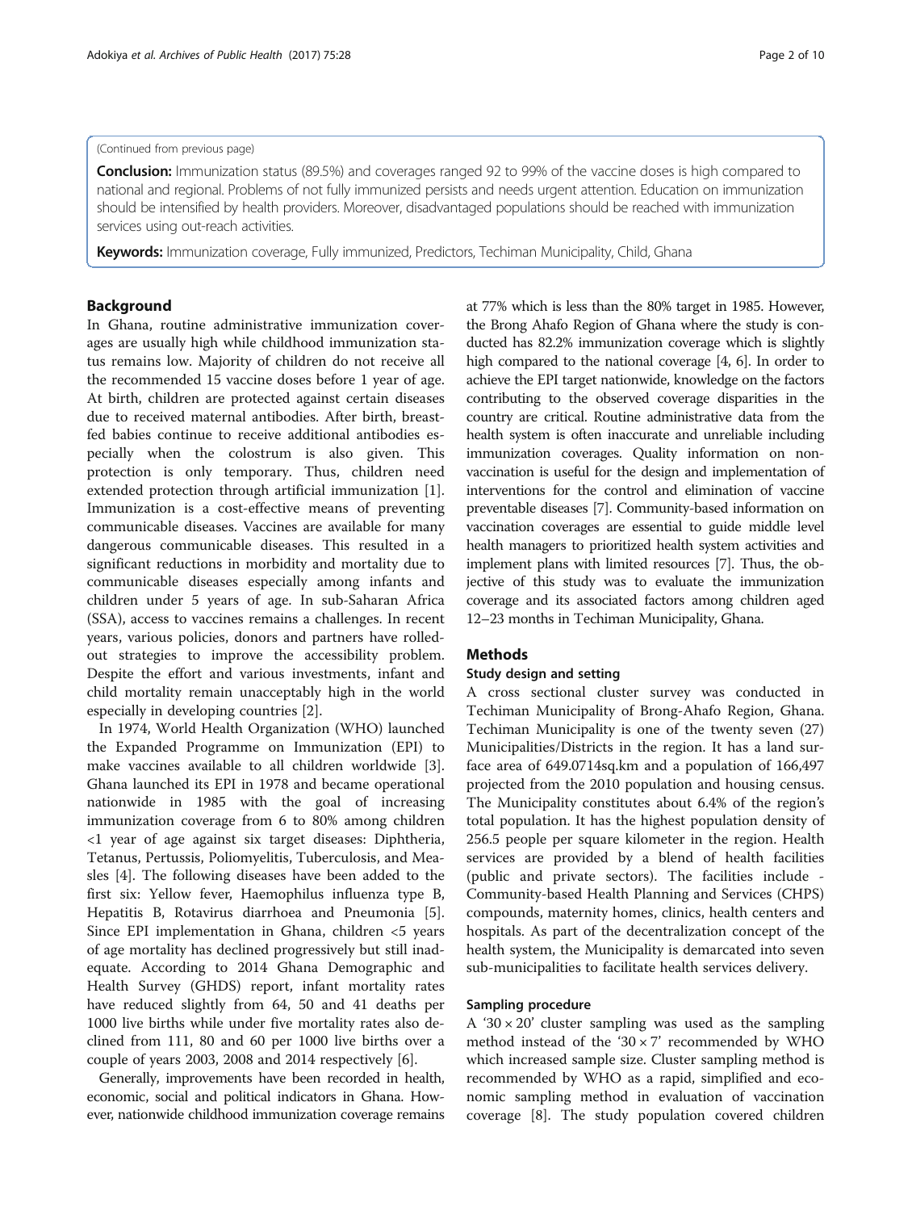(Continued from previous page)

**Conclusion:** Immunization status (89.5%) and coverages ranged 92 to 99% of the vaccine doses is high compared to national and regional. Problems of not fully immunized persists and needs urgent attention. Education on immunization should be intensified by health providers. Moreover, disadvantaged populations should be reached with immunization services using out-reach activities.

**Keywords:** Immunization coverage, Fully immunized, Predictors, Techiman Municipality, Child, Ghana

## Background

In Ghana, routine administrative immunization coverages are usually high while childhood immunization status remains low. Majority of children do not receive all the recommended 15 vaccine doses before 1 year of age. At birth, children are protected against certain diseases due to received maternal antibodies. After birth, breastfed babies continue to receive additional antibodies especially when the colostrum is also given. This protection is only temporary. Thus, children need extended protection through artificial immunization [1]. Immunization is a cost-effective means of preventing communicable diseases. Vaccines are available for many dangerous communicable diseases. This resulted in a significant reductions in morbidity and mortality due to communicable diseases especially among infants and children under 5 years of age. In sub-Saharan Africa (SSA), access to vaccines remains a challenges. In recent years, various policies, donors and partners have rolled-out strategies to improve the accessibility problem. Despite the effort and various investments, infant and child mortality remain unacceptably high in the world especially in developing countries [2].

In 1974, World Health Organization (WHO) launched the Expanded Programme on Immunization (EPI) to make vaccines available to all children worldwide [3]. Ghana launched its EPI in 1978 and became operational nationwide in 1985 with the goal of increasing immunization coverage from 6 to 80% among children <1 year of age against six target diseases: Diphtheria, Tetanus, Pertussis, Poliomyelitis, Tuberculosis, and Measles [4]. The following diseases have been added to the first six: Yellow fever, Haemophilus influenza type B, Hepatitis B, Rotavirus diarrhoea and Pneumonia [5]. Since EPI implementation in Ghana, children <5 years of age mortality has declined progressively but still inadequate. According to 2014 Ghana Demographic and Health Survey (GHDS) report, infant mortality rates have reduced slightly from 64, 50 and 41 deaths per 1000 live births while under five mortality rates also declined from 111, 80 and 60 per 1000 live births over a couple of years 2003, 2008 and 2014 respectively [6].

Generally, improvements have been recorded in health, economic, social and political indicators in Ghana. However, nationwide childhood immunization coverage remains at 77% which is less than the 80% target in 1985. However, the Brong Ahafo Region of Ghana where the study is conducted has 82.2% immunization coverage which is slightly high compared to the national coverage [4, 6]. In order to achieve the EPI target nationwide, knowledge on the factors contributing to the observed coverage disparities in the country are critical. Routine administrative data from the health system is often inaccurate and unreliable including immunization coverages. Quality information on non-vaccination is useful for the design and implementation of interventions for the control and elimination of vaccine preventable diseases [7]. Community-based information on vaccination coverages are essential to guide middle level health managers to prioritized health system activities and implement plans with limited resources [7]. Thus, the objective of this study was to evaluate the immunization coverage and its associated factors among children aged 12–23 months in Techiman Municipality, Ghana.

## Methods

### Study design and setting

A cross sectional cluster survey was conducted in Techiman Municipality of Brong-Ahafo Region, Ghana. Techiman Municipality is one of the twenty seven (27) Municipalities/Districts in the region. It has a land surface area of 649.0714sq.km and a population of 166,497 projected from the 2010 population and housing census. The Municipality constitutes about 6.4% of the region's total population. It has the highest population density of 256.5 people per square kilometer in the region. Health services are provided by a blend of health facilities (public and private sectors). The facilities include - Community-based Health Planning and Services (CHPS) compounds, maternity homes, clinics, health centers and hospitals. As part of the decentralization concept of the health system, the Municipality is demarcated into seven sub-municipalities to facilitate health services delivery.

### Sampling procedure

A '30 × 20' cluster sampling was used as the sampling method instead of the '30 × 7' recommended by WHO which increased sample size. Cluster sampling method is recommended by WHO as a rapid, simplified and economic sampling method in evaluation of vaccination coverage [8]. The study population covered children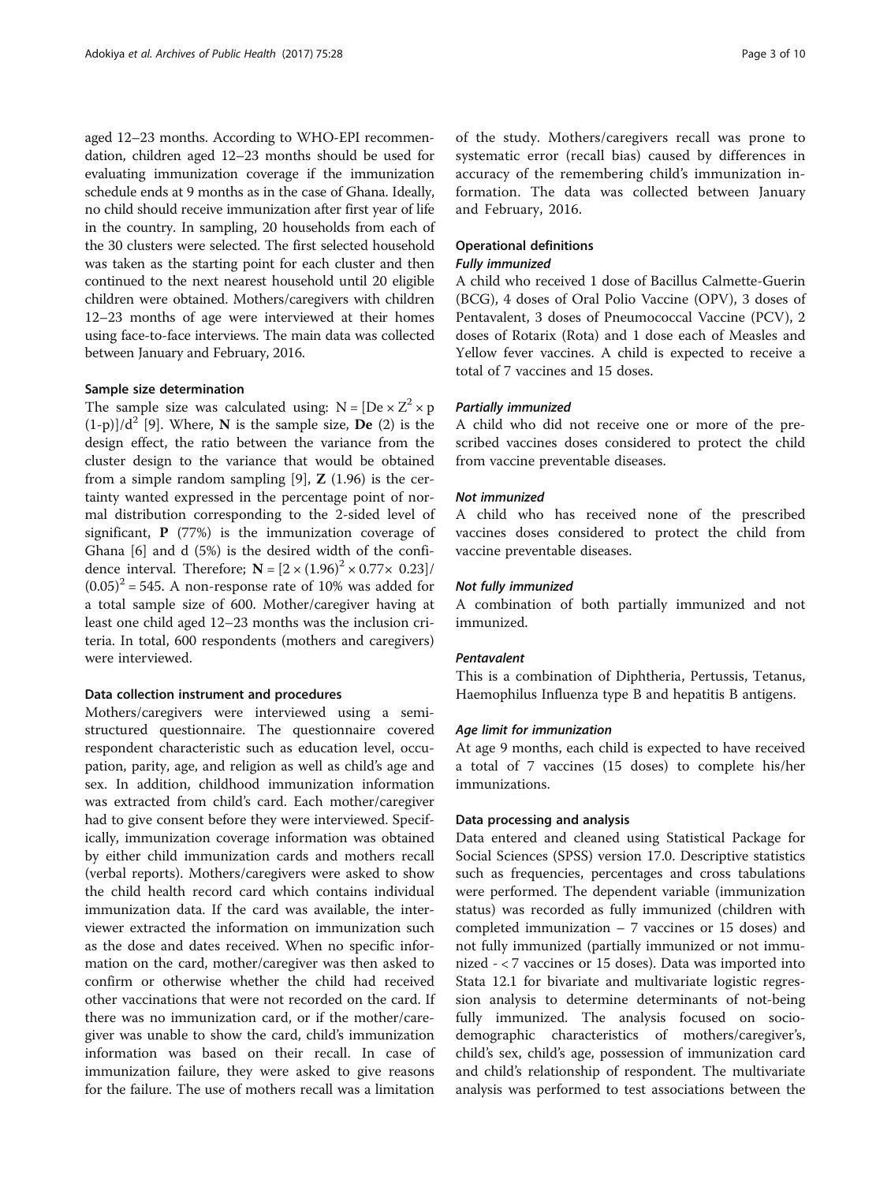aged 12–23 months. According to WHO-EPI recommendation, children aged 12–23 months should be used for evaluating immunization coverage if the immunization schedule ends at 9 months as in the case of Ghana. Ideally, no child should receive immunization after first year of life in the country. In sampling, 20 households from each of the 30 clusters were selected. The first selected household was taken as the starting point for each cluster and then continued to the next nearest household until 20 eligible children were obtained. Mothers/caregivers with children 12–23 months of age were interviewed at their homes using face-to-face interviews. The main data was collected between January and February, 2016.

### Sample size determination

The sample size was calculated using: $N = [De \times Z^2 \times p(1-p)]/d^2$ [9]. Where, **N** is the sample size, **De** (2) is the design effect, the ratio between the variance from the cluster design to the variance that would be obtained from a simple random sampling [9], **Z** (1.96) is the certainty wanted expressed in the percentage point of normal distribution corresponding to the 2-sided level of significant, **P** (77%) is the immunization coverage of Ghana [6] and d (5%) is the desired width of the confidence interval. Therefore; $\mathbf{N} = [2 \times (1.96)^2 \times 0.77 \times 0.23]/(0.05)^2 = 545$. A non-response rate of 10% was added for a total sample size of 600. Mother/caregiver having at least one child aged 12–23 months was the inclusion criteria. In total, 600 respondents (mothers and caregivers) were interviewed.

### Data collection instrument and procedures

Mothers/caregivers were interviewed using a semi-structured questionnaire. The questionnaire covered respondent characteristic such as education level, occupation, parity, age, and religion as well as child's age and sex. In addition, childhood immunization information was extracted from child's card. Each mother/caregiver had to give consent before they were interviewed. Specifically, immunization coverage information was obtained by either child immunization cards and mothers recall (verbal reports). Mothers/caregivers were asked to show the child health record card which contains individual immunization data. If the card was available, the interviewer extracted the information on immunization such as the dose and dates received. When no specific information on the card, mother/caregiver was then asked to confirm or otherwise whether the child had received other vaccinations that were not recorded on the card. If there was no immunization card, or if the mother/caregiver was unable to show the card, child's immunization information was based on their recall. In case of immunization failure, they were asked to give reasons for the failure. The use of mothers recall was a limitation of the study. Mothers/caregivers recall was prone to systematic error (recall bias) caused by differences in accuracy of the remembering child's immunization information. The data was collected between January and February, 2016.

### Operational definitions

#### *Fully immunized*

A child who received 1 dose of Bacillus Calmette-Guerin (BCG), 4 doses of Oral Polio Vaccine (OPV), 3 doses of Pentavalent, 3 doses of Pneumococcal Vaccine (PCV), 2 doses of Rotarix (Rota) and 1 dose each of Measles and Yellow fever vaccines. A child is expected to receive a total of 7 vaccines and 15 doses.

#### *Partially immunized*

A child who did not receive one or more of the prescribed vaccines doses considered to protect the child from vaccine preventable diseases.

#### *Not immunized*

A child who has received none of the prescribed vaccines doses considered to protect the child from vaccine preventable diseases.

#### *Not fully immunized*

A combination of both partially immunized and not immunized.

#### *Pentavalent*

This is a combination of Diphtheria, Pertussis, Tetanus, Haemophilus Influenza type B and hepatitis B antigens.

#### *Age limit for immunization*

At age 9 months, each child is expected to have received a total of 7 vaccines (15 doses) to complete his/her immunizations.

### Data processing and analysis

Data entered and cleaned using Statistical Package for Social Sciences (SPSS) version 17.0. Descriptive statistics such as frequencies, percentages and cross tabulations were performed. The dependent variable (immunization status) was recorded as fully immunized (children with completed immunization – 7 vaccines or 15 doses) and not fully immunized (partially immunized or not immunized - < 7 vaccines or 15 doses). Data was imported into Stata 12.1 for bivariate and multivariate logistic regression analysis to determine determinants of not-being fully immunized. The analysis focused on socio-demographic characteristics of mothers/caregiver's, child's sex, child's age, possession of immunization card and child's relationship of respondent. The multivariate analysis was performed to test associations between the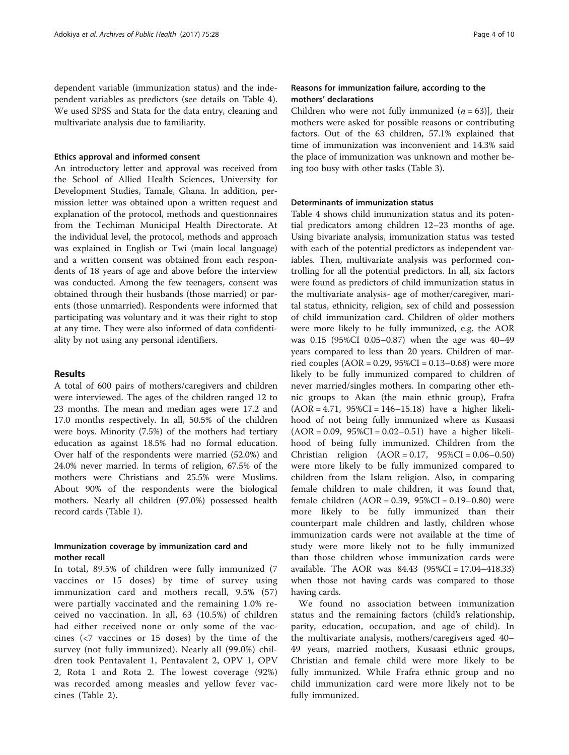dependent variable (immunization status) and the independent variables as predictors (see details on Table 4). We used SPSS and Stata for the data entry, cleaning and multivariate analysis due to familiarity.

### Ethics approval and informed consent

An introductory letter and approval was received from the School of Allied Health Sciences, University for Development Studies, Tamale, Ghana. In addition, permission letter was obtained upon a written request and explanation of the protocol, methods and questionnaires from the Techiman Municipal Health Directorate. At the individual level, the protocol, methods and approach was explained in English or Twi (main local language) and a written consent was obtained from each respondents of 18 years of age and above before the interview was conducted. Among the few teenagers, consent was obtained through their husbands (those married) or parents (those unmarried). Respondents were informed that participating was voluntary and it was their right to stop at any time. They were also informed of data confidentiality by not using any personal identifiers.

## Results

A total of 600 pairs of mothers/caregivers and children were interviewed. The ages of the children ranged 12 to 23 months. The mean and median ages were 17.2 and 17.0 months respectively. In all, 50.5% of the children were boys. Minority (7.5%) of the mothers had tertiary education as against 18.5% had no formal education. Over half of the respondents were married (52.0%) and 24.0% never married. In terms of religion, 67.5% of the mothers were Christians and 25.5% were Muslims. About 90% of the respondents were the biological mothers. Nearly all children (97.0%) possessed health record cards (Table 1).

### Immunization coverage by immunization card and mother recall

In total, 89.5% of children were fully immunized (7 vaccines or 15 doses) by time of survey using immunization card and mothers recall, 9.5% (57) were partially vaccinated and the remaining 1.0% received no vaccination. In all, 63 (10.5%) of children had either received none or only some of the vaccines (<7 vaccines or 15 doses) by the time of the survey (not fully immunized). Nearly all (99.0%) children took Pentavalent 1, Pentavalent 2, OPV 1, OPV 2, Rota 1 and Rota 2. The lowest coverage (92%) was recorded among measles and yellow fever vaccines (Table 2).

### Reasons for immunization failure, according to the mothers' declarations

Children who were not fully immunized ($n = 63$)], their mothers were asked for possible reasons or contributing factors. Out of the 63 children, 57.1% explained that time of immunization was inconvenient and 14.3% said the place of immunization was unknown and mother being too busy with other tasks (Table 3).

### Determinants of immunization status

Table 4 shows child immunization status and its potential predicators among children 12–23 months of age. Using bivariate analysis, immunization status was tested with each of the potential predictors as independent variables. Then, multivariate analysis was performed controlling for all the potential predictors. In all, six factors were found as predictors of child immunization status in the multivariate analysis- age of mother/caregiver, marital status, ethnicity, religion, sex of child and possession of child immunization card. Children of older mothers were more likely to be fully immunized, e.g. the AOR was 0.15 (95%CI 0.05–0.87) when the age was 40–49 years compared to less than 20 years. Children of married couples (AOR = 0.29, 95%CI = 0.13–0.68) were more likely to be fully immunized compared to children of never married/singles mothers. In comparing other ethnic groups to Akan (the main ethnic group), Frafra (AOR = 4.71, 95%CI = 146–15.18) have a higher likelihood of not being fully immunized where as Kusaasi (AOR = 0.09, 95%CI = 0.02–0.51) have a higher likelihood of being fully immunized. Children from the Christian religion (AOR = 0.17, 95%CI = 0.06–0.50) were more likely to be fully immunized compared to children from the Islam religion. Also, in comparing female children to male children, it was found that, female children (AOR = 0.39, 95%CI = 0.19–0.80) were more likely to be fully immunized than their counterpart male children and lastly, children whose immunization cards were not available at the time of study were more likely not to be fully immunized than those children whose immunization cards were available. The AOR was 84.43 (95%CI = 17.04–418.33) when those not having cards was compared to those having cards.

We found no association between immunization status and the remaining factors (child's relationship, parity, education, occupation, and age of child). In the multivariate analysis, mothers/caregivers aged 40–49 years, married mothers, Kusaasi ethnic groups, Christian and female child were more likely to be fully immunized. While Frafra ethnic group and no child immunization card were more likely not to be fully immunized.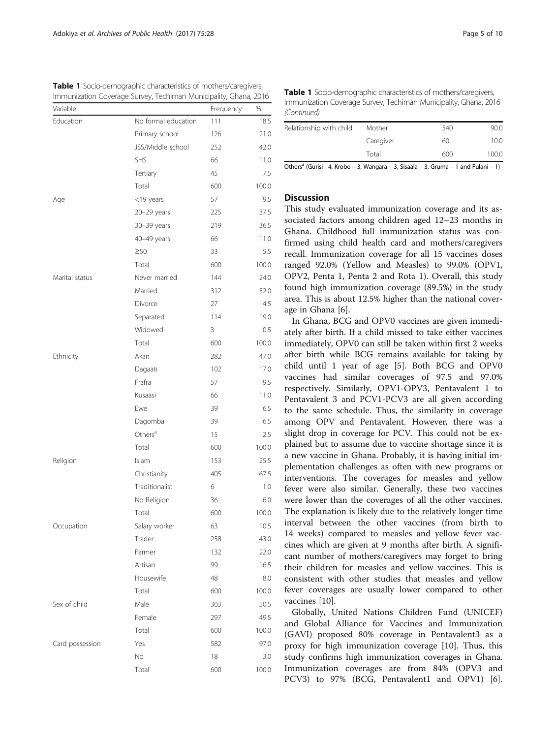**Table 1** Socio-demographic characteristics of mothers/caregivers, Immunization Coverage Survey, Techiman Municipality, Ghana, 2016

| Variable | | Frequency | % |
|---|---|---|---|
| Education | No formal education | 111 | 18.5 |
| | Primary school | 126 | 21.0 |
| | JSS/Middle school | 252 | 42.0 |
| | SHS | 66 | 11.0 |
| | Tertiary | 45 | 7.5 |
| | Total | 600 | 100.0 |
| Age | <19 years | 57 | 9.5 |
| | 20–29 years | 225 | 37.5 |
| | 30–39 years | 219 | 36.5 |
| | 40–49 years | 66 | 11.0 |
| | ≥50 | 33 | 5.5 |
| | Total | 600 | 100.0 |
| Marital status | Never married | 144 | 24.0 |
| | Married | 312 | 52.0 |
| | Divorce | 27 | 4.5 |
| | Separated | 114 | 19.0 |
| | Widowed | 3 | 0.5 |
| | Total | 600 | 100.0 |
| Ethnicity | Akan | 282 | 47.0 |
| | Dagaati | 102 | 17.0 |
| | Frafra | 57 | 9.5 |
| | Kusaasi | 66 | 11.0 |
| | Ewe | 39 | 6.5 |
| | Dagomba | 39 | 6.5 |
| | Others[a] | 15 | 2.5 |
| | Total | 600 | 100.0 |
| Religion | Islam | 153 | 25.5 |
| | Christianity | 405 | 67.5 |
| | Traditionalist | 6 | 1.0 |
| | No Religion | 36 | 6.0 |
| | Total | 600 | 100.0 |
| Occupation | Salary worker | 63 | 10.5 |
| | Trader | 258 | 43.0 |
| | Farmer | 132 | 22.0 |
| | Artisan | 99 | 16.5 |
| | Housewife | 48 | 8.0 |
| | Total | 600 | 100.0 |
| Sex of child | Male | 303 | 50.5 |
| | Female | 297 | 49.5 |
| | Total | 600 | 100.0 |
| Card possession | Yes | 582 | 97.0 |
| | No | 18 | 3.0 |
| | Total | 600 | 100.0 |
| Relationship with child | Mother | 540 | 90.0 |
| | Caregiver | 60 | 10.0 |
| | Total | 600 | 100.0 |

Others[a] (Gurisi - 4, Krobo – 3, Wangara – 3, Sisaala – 3, Gruma – 1 and Fulani – 1)

## Discussion

This study evaluated immunization coverage and its associated factors among children aged 12–23 months in Ghana. Childhood full immunization status was confirmed using child health card and mothers/caregivers recall. Immunization coverage for all 15 vaccines doses ranged 92.0% (Yellow and Measles) to 99.0% (OPV1, OPV2, Penta 1, Penta 2 and Rota 1). Overall, this study found high immunization coverage (89.5%) in the study area. This is about 12.5% higher than the national coverage in Ghana [6].

In Ghana, BCG and OPV0 vaccines are given immediately after birth. If a child missed to take either vaccines immediately, OPV0 can still be taken within first 2 weeks after birth while BCG remains available for taking by child until 1 year of age [5]. Both BCG and OPV0 vaccines had similar coverages of 97.5 and 97.0% respectively. Similarly, OPV1-OPV3, Pentavalent 1 to Pentavalent 3 and PCV1-PCV3 are all given according to the same schedule. Thus, the similarity in coverage among OPV and Pentavalent. However, there was a slight drop in coverage for PCV. This could not be explained but to assume due to vaccine shortage since it is a new vaccine in Ghana. Probably, it is having initial implementation challenges as often with new programs or interventions. The coverages for measles and yellow fever were also similar. Generally, these two vaccines were lower than the coverages of all the other vaccines. The explanation is likely due to the relatively longer time interval between the other vaccines (from birth to 14 weeks) compared to measles and yellow fever vaccines which are given at 9 months after birth. A significant number of mothers/caregivers may forget to bring their children for measles and yellow vaccines. This is consistent with other studies that measles and yellow fever coverages are usually lower compared to other vaccines [10].

Globally, United Nations Children Fund (UNICEF) and Global Alliance for Vaccines and Immunization (GAVI) proposed 80% coverage in Pentavalent3 as a proxy for high immunization coverage [10]. Thus, this study confirms high immunization coverages in Ghana. Immunization coverages are from 84% (OPV3 and PCV3) to 97% (BCG, Pentavalent1 and OPV1) [6].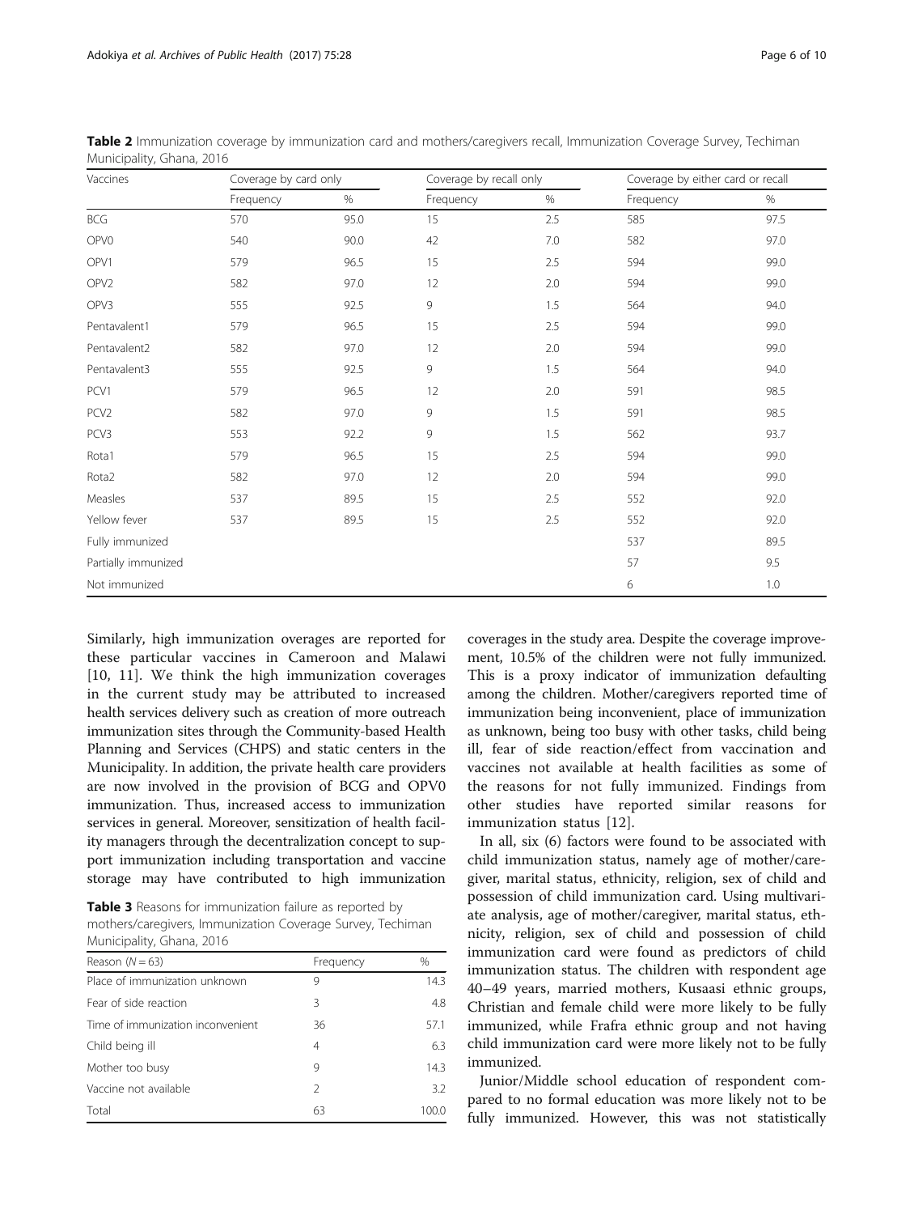**Table 2** Immunization coverage by immunization card and mothers/caregivers recall, Immunization Coverage Survey, Techiman Municipality, Ghana, 2016

| Vaccines | Coverage by card only | | Coverage by recall only | | Coverage by either card or recall | |
|---|---|---|---|---|---|---|
| | Frequency | % | Frequency | % | Frequency | % |
| BCG | 570 | 95.0 | 15 | 2.5 | 585 | 97.5 |
| OPV0 | 540 | 90.0 | 42 | 7.0 | 582 | 97.0 |
| OPV1 | 579 | 96.5 | 15 | 2.5 | 594 | 99.0 |
| OPV2 | 582 | 97.0 | 12 | 2.0 | 594 | 99.0 |
| OPV3 | 555 | 92.5 | 9 | 1.5 | 564 | 94.0 |
| Pentavalent1 | 579 | 96.5 | 15 | 2.5 | 594 | 99.0 |
| Pentavalent2 | 582 | 97.0 | 12 | 2.0 | 594 | 99.0 |
| Pentavalent3 | 555 | 92.5 | 9 | 1.5 | 564 | 94.0 |
| PCV1 | 579 | 96.5 | 12 | 2.0 | 591 | 98.5 |
| PCV2 | 582 | 97.0 | 9 | 1.5 | 591 | 98.5 |
| PCV3 | 553 | 92.2 | 9 | 1.5 | 562 | 93.7 |
| Rota1 | 579 | 96.5 | 15 | 2.5 | 594 | 99.0 |
| Rota2 | 582 | 97.0 | 12 | 2.0 | 594 | 99.0 |
| Measles | 537 | 89.5 | 15 | 2.5 | 552 | 92.0 |
| Yellow fever | 537 | 89.5 | 15 | 2.5 | 552 | 92.0 |
| Fully immunized | | | | | 537 | 89.5 |
| Partially immunized | | | | | 57 | 9.5 |
| Not immunized | | | | | 6 | 1.0 |

Similarly, high immunization overages are reported for these particular vaccines in Cameroon and Malawi [10, 11]. We think the high immunization coverages in the current study may be attributed to increased health services delivery such as creation of more outreach immunization sites through the Community-based Health Planning and Services (CHPS) and static centers in the Municipality. In addition, the private health care providers are now involved in the provision of BCG and OPV0 immunization. Thus, increased access to immunization services in general. Moreover, sensitization of health facility managers through the decentralization concept to support immunization including transportation and vaccine storage may have contributed to high immunization coverages in the study area. Despite the coverage improvement, 10.5% of the children were not fully immunized. This is a proxy indicator of immunization defaulting among the children. Mother/caregivers reported time of immunization being inconvenient, place of immunization as unknown, being too busy with other tasks, child being ill, fear of side reaction/effect from vaccination and vaccines not available at health facilities as some of the reasons for not fully immunized. Findings from other studies have reported similar reasons for immunization status [12].

**Table 3** Reasons for immunization failure as reported by mothers/caregivers, Immunization Coverage Survey, Techiman Municipality, Ghana, 2016

| Reason (N = 63) | Frequency | % |
|---|---|---|
| Place of immunization unknown | 9 | 14.3 |
| Fear of side reaction | 3 | 4.8 |
| Time of immunization inconvenient | 36 | 57.1 |
| Child being ill | 4 | 6.3 |
| Mother too busy | 9 | 14.3 |
| Vaccine not available | 2 | 3.2 |
| Total | 63 | 100.0 |

In all, six (6) factors were found to be associated with child immunization status, namely age of mother/caregiver, marital status, ethnicity, religion, sex of child and possession of child immunization card. Using multivariate analysis, age of mother/caregiver, marital status, ethnicity, religion, sex of child and possession of child immunization card were found as predictors of child immunization status. The children with respondent age 40–49 years, married mothers, Kusaasi ethnic groups, Christian and female child were more likely to be fully immunized, while Frafra ethnic group and not having child immunization card were more likely not to be fully immunized.

Junior/Middle school education of respondent compared to no formal education was more likely not to be fully immunized. However, this was not statistically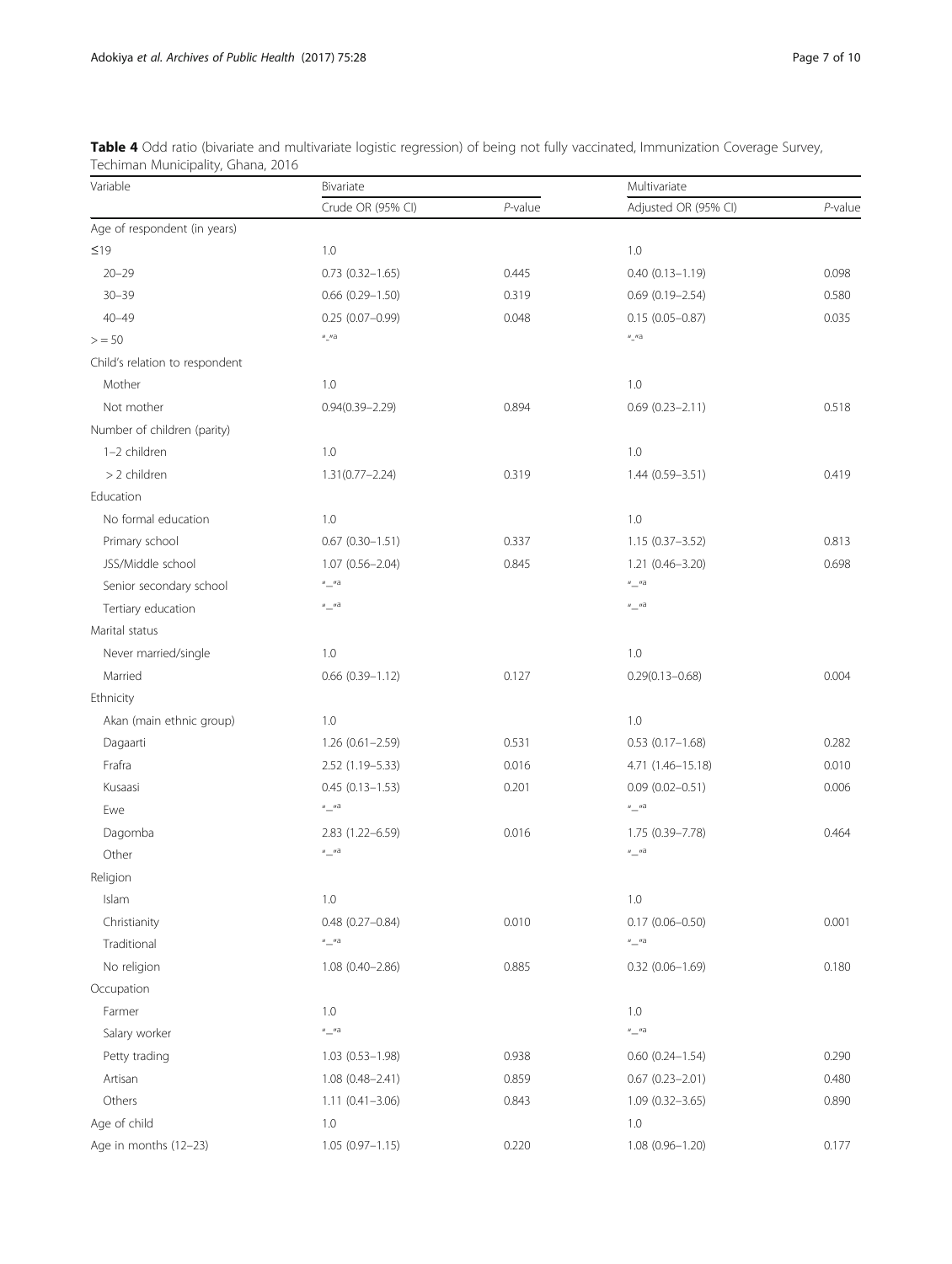**Table 4** Odd ratio (bivariate and multivariate logistic regression) of being not fully vaccinated, Immunization Coverage Survey, Techiman Municipality, Ghana, 2016

| Variable | Bivariate | | Multivariate | |
|---|---|---|---|---|
| | Crude OR (95% CI) | *P*-value | Adjusted OR (95% CI) | *P*-value |
| Age of respondent (in years) | | | | |
| ≤19 | 1.0 | | 1.0 | |
| 20–29 | 0.73 (0.32–1.65) | 0.445 | 0.40 (0.13–1.19) | 0.098 |
| 30–39 | 0.66 (0.29–1.50) | 0.319 | 0.69 (0.19–2.54) | 0.580 |
| 40–49 | 0.25 (0.07–0.99) | 0.048 | 0.15 (0.05–0.87) | 0.035 |
| > = 50 | "_"a | | "_"a | |
| Child's relation to respondent | | | | |
| Mother | 1.0 | | 1.0 | |
| Not mother | 0.94(0.39–2.29) | 0.894 | 0.69 (0.23–2.11) | 0.518 |
| Number of children (parity) | | | | |
| 1–2 children | 1.0 | | 1.0 | |
| > 2 children | 1.31(0.77–2.24) | 0.319 | 1.44 (0.59–3.51) | 0.419 |
| Education | | | | |
| No formal education | 1.0 | | 1.0 | |
| Primary school | 0.67 (0.30–1.51) | 0.337 | 1.15 (0.37–3.52) | 0.813 |
| JSS/Middle school | 1.07 (0.56–2.04) | 0.845 | 1.21 (0.46–3.20) | 0.698 |
| Senior secondary school | "_"a | | "_"a | |
| Tertiary education | "_"a | | "_"a | |
| Marital status | | | | |
| Never married/single | 1.0 | | 1.0 | |
| Married | 0.66 (0.39–1.12) | 0.127 | 0.29(0.13–0.68) | 0.004 |
| Ethnicity | | | | |
| Akan (main ethnic group) | 1.0 | | 1.0 | |
| Dagaarti | 1.26 (0.61–2.59) | 0.531 | 0.53 (0.17–1.68) | 0.282 |
| Frafra | 2.52 (1.19–5.33) | 0.016 | 4.71 (1.46–15.18) | 0.010 |
| Kusaasi | 0.45 (0.13–1.53) | 0.201 | 0.09 (0.02–0.51) | 0.006 |
| Ewe | "_"a | | "_"a | |
| Dagomba | 2.83 (1.22–6.59) | 0.016 | 1.75 (0.39–7.78) | 0.464 |
| Other | "_"a | | "_"a | |
| Religion | | | | |
| Islam | 1.0 | | 1.0 | |
| Christianity | 0.48 (0.27–0.84) | 0.010 | 0.17 (0.06–0.50) | 0.001 |
| Traditional | "_"a | | "_"a | |
| No religion | 1.08 (0.40–2.86) | 0.885 | 0.32 (0.06–1.69) | 0.180 |
| Occupation | | | | |
| Farmer | 1.0 | | 1.0 | |
| Salary worker | "_"a | | "_"a | |
| Petty trading | 1.03 (0.53–1.98) | 0.938 | 0.60 (0.24–1.54) | 0.290 |
| Artisan | 1.08 (0.48–2.41) | 0.859 | 0.67 (0.23–2.01) | 0.480 |
| Others | 1.11 (0.41–3.06) | 0.843 | 1.09 (0.32–3.65) | 0.890 |
| Age of child | 1.0 | | 1.0 | |
| Age in months (12–23) | 1.05 (0.97–1.15) | 0.220 | 1.08 (0.96–1.20) | 0.177 |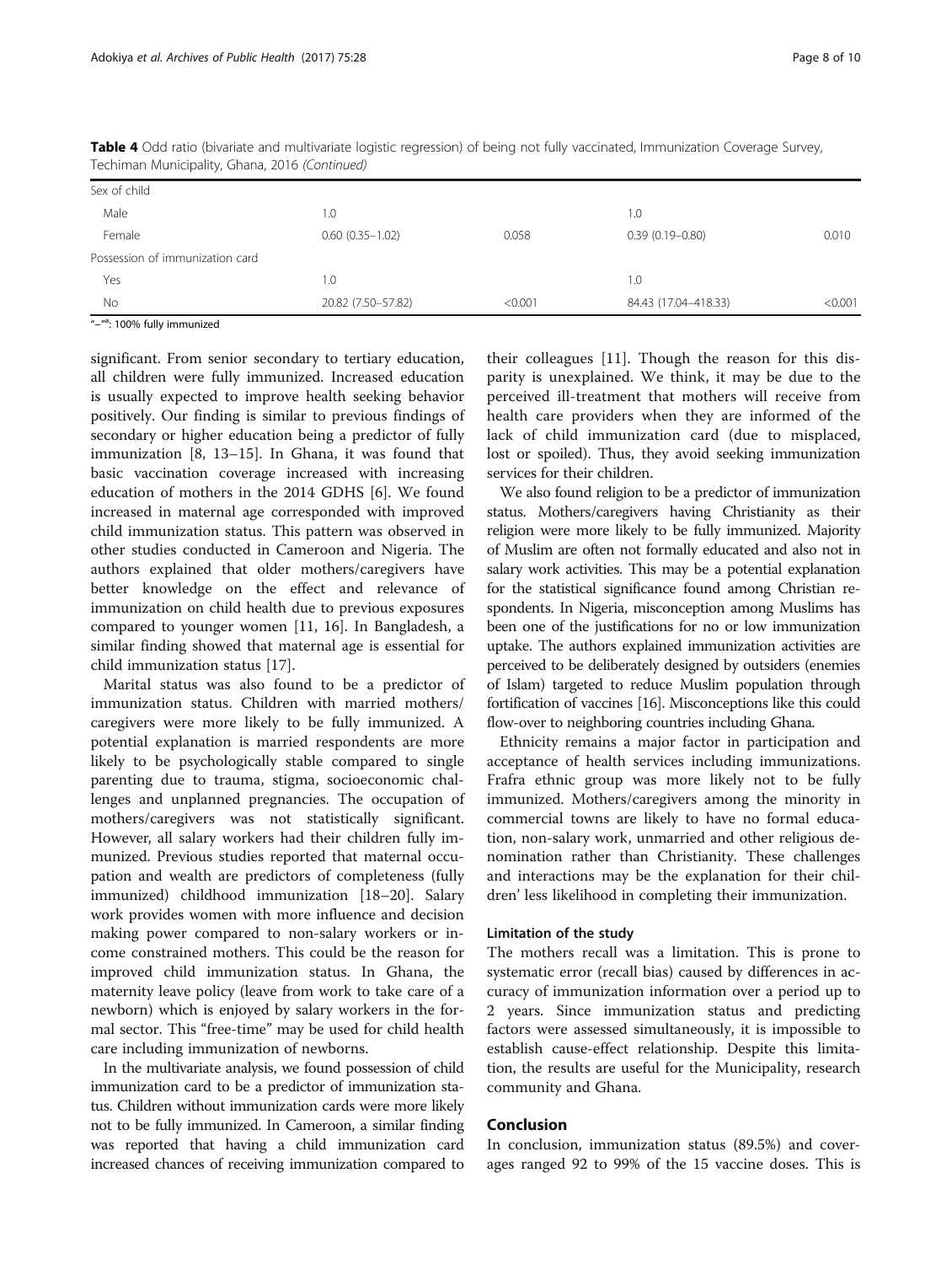Table 4 Odd ratio (bivariate and multivariate logistic regression) of being not fully vaccinated, Immunization Coverage Survey, Techiman Municipality, Ghana, 2016 *(Continued)*

| | | | | |
|---|---|---|---|---|
| Sex of child | | | | |
| Male | 1.0 | | 1.0 | |
| Female | 0.60 (0.35–1.02) | 0.058 | 0.39 (0.19–0.80) | 0.010 |
| Possession of immunization card | | | | |
| Yes | 1.0 | | 1.0 | |
| No | 20.82 (7.50–57.82) | <0.001 | 84.43 (17.04–418.33) | <0.001 |

"–"[a]: 100% fully immunized

significant. From senior secondary to tertiary education, all children were fully immunized. Increased education is usually expected to improve health seeking behavior positively. Our finding is similar to previous findings of secondary or higher education being a predictor of fully immunization [8, 13–15]. In Ghana, it was found that basic vaccination coverage increased with increasing education of mothers in the 2014 GDHS [6]. We found increased in maternal age corresponded with improved child immunization status. This pattern was observed in other studies conducted in Cameroon and Nigeria. The authors explained that older mothers/caregivers have better knowledge on the effect and relevance of immunization on child health due to previous exposures compared to younger women [11, 16]. In Bangladesh, a similar finding showed that maternal age is essential for child immunization status [17].

Marital status was also found to be a predictor of immunization status. Children with married mothers/caregivers were more likely to be fully immunized. A potential explanation is married respondents are more likely to be psychologically stable compared to single parenting due to trauma, stigma, socioeconomic challenges and unplanned pregnancies. The occupation of mothers/caregivers was not statistically significant. However, all salary workers had their children fully immunized. Previous studies reported that maternal occupation and wealth are predictors of completeness (fully immunized) childhood immunization [18–20]. Salary work provides women with more influence and decision making power compared to non-salary workers or income constrained mothers. This could be the reason for improved child immunization status. In Ghana, the maternity leave policy (leave from work to take care of a newborn) which is enjoyed by salary workers in the formal sector. This "free-time" may be used for child health care including immunization of newborns.

In the multivariate analysis, we found possession of child immunization card to be a predictor of immunization status. Children without immunization cards were more likely not to be fully immunized. In Cameroon, a similar finding was reported that having a child immunization card increased chances of receiving immunization compared to their colleagues [11]. Though the reason for this disparity is unexplained. We think, it may be due to the perceived ill-treatment that mothers will receive from health care providers when they are informed of the lack of child immunization card (due to misplaced, lost or spoiled). Thus, they avoid seeking immunization services for their children.

We also found religion to be a predictor of immunization status. Mothers/caregivers having Christianity as their religion were more likely to be fully immunized. Majority of Muslim are often not formally educated and also not in salary work activities. This may be a potential explanation for the statistical significance found among Christian respondents. In Nigeria, misconception among Muslims has been one of the justifications for no or low immunization uptake. The authors explained immunization activities are perceived to be deliberately designed by outsiders (enemies of Islam) targeted to reduce Muslim population through fortification of vaccines [16]. Misconceptions like this could flow-over to neighboring countries including Ghana.

Ethnicity remains a major factor in participation and acceptance of health services including immunizations. Frafra ethnic group was more likely not to be fully immunized. Mothers/caregivers among the minority in commercial towns are likely to have no formal education, non-salary work, unmarried and other religious denomination rather than Christianity. These challenges and interactions may be the explanation for their children' less likelihood in completing their immunization.

### Limitation of the study

The mothers recall was a limitation. This is prone to systematic error (recall bias) caused by differences in accuracy of immunization information over a period up to 2 years. Since immunization status and predicting factors were assessed simultaneously, it is impossible to establish cause-effect relationship. Despite this limitation, the results are useful for the Municipality, research community and Ghana.

## Conclusion

In conclusion, immunization status (89.5%) and coverages ranged 92 to 99% of the 15 vaccine doses. This is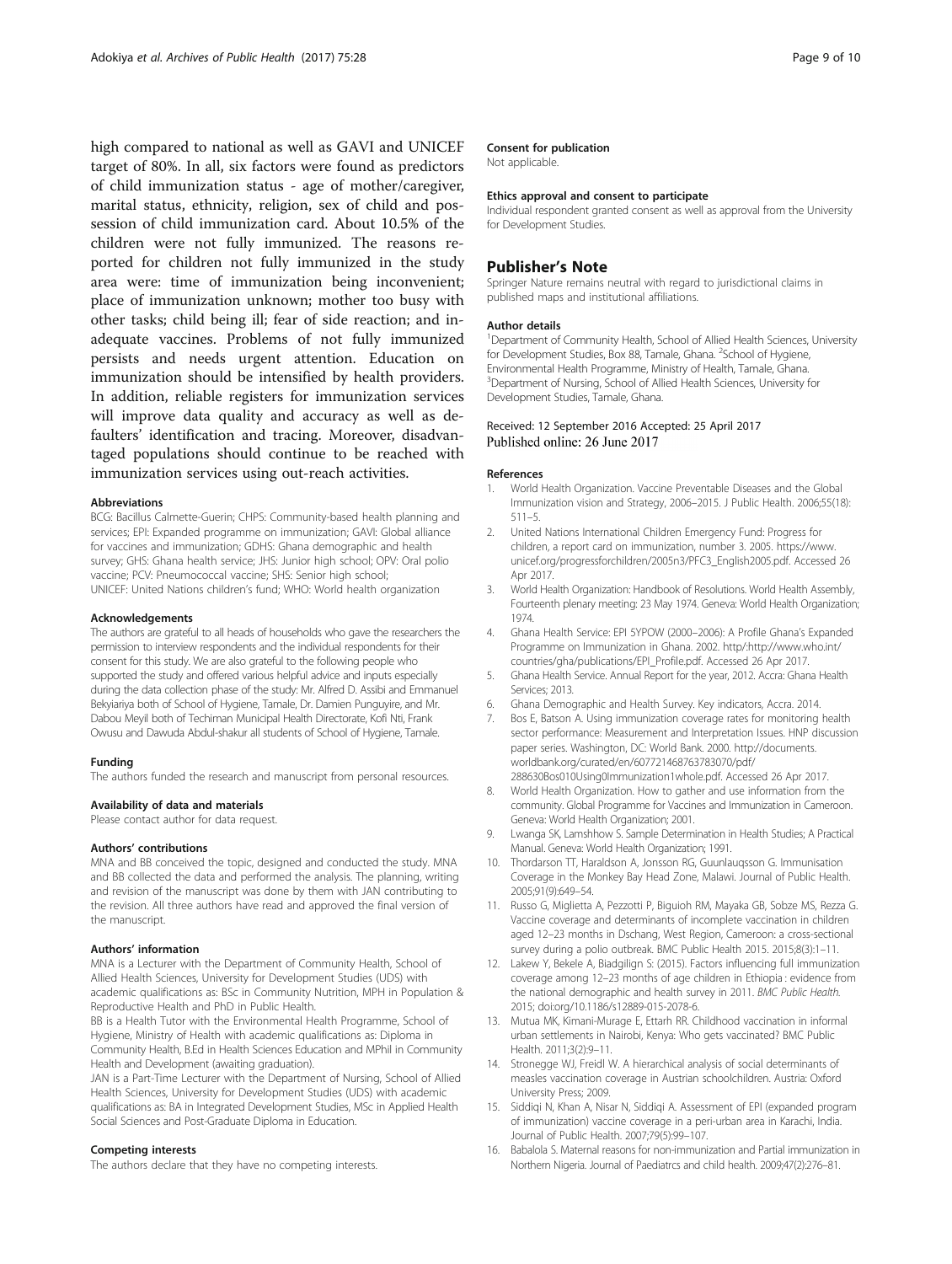high compared to national as well as GAVI and UNICEF target of 80%. In all, six factors were found as predictors of child immunization status - age of mother/caregiver, marital status, ethnicity, religion, sex of child and possession of child immunization card. About 10.5% of the children were not fully immunized. The reasons reported for children not fully immunized in the study area were: time of immunization being inconvenient; place of immunization unknown; mother too busy with other tasks; child being ill; fear of side reaction; and inadequate vaccines. Problems of not fully immunized persists and needs urgent attention. Education on immunization should be intensified by health providers. In addition, reliable registers for immunization services will improve data quality and accuracy as well as defaulters' identification and tracing. Moreover, disadvantaged populations should continue to be reached with immunization services using out-reach activities.

#### Abbreviations

BCG: Bacillus Calmette-Guerin; CHPS: Community-based health planning and services; EPI: Expanded programme on immunization; GAVI: Global alliance for vaccines and immunization; GDHS: Ghana demographic and health survey; GHS: Ghana health service; JHS: Junior high school; OPV: Oral polio vaccine; PCV: Pneumococcal vaccine; SHS: Senior high school; UNICEF: United Nations children's fund; WHO: World health organization

#### Acknowledgements

The authors are grateful to all heads of households who gave the researchers the permission to interview respondents and the individual respondents for their consent for this study. We are also grateful to the following people who supported the study and offered various helpful advice and inputs especially during the data collection phase of the study: Mr. Alfred D. Assibi and Emmanuel Bekyiariya both of School of Hygiene, Tamale, Dr. Damien Punguyire, and Mr. Dabou Meyil both of Techiman Municipal Health Directorate, Kofi Nti, Frank Owusu and Dawuda Abdul-shakur all students of School of Hygiene, Tamale.

#### Funding

The authors funded the research and manuscript from personal resources.

#### Availability of data and materials

Please contact author for data request.

#### Authors' contributions

MNA and BB conceived the topic, designed and conducted the study. MNA and BB collected the data and performed the analysis. The planning, writing and revision of the manuscript was done by them with JAN contributing to the revision. All three authors have read and approved the final version of the manuscript.

#### Authors' information

MNA is a Lecturer with the Department of Community Health, School of Allied Health Sciences, University for Development Studies (UDS) with academic qualifications as: BSc in Community Nutrition, MPH in Population & Reproductive Health and PhD in Public Health.

BB is a Health Tutor with the Environmental Health Programme, School of Hygiene, Ministry of Health with academic qualifications as: Diploma in Community Health, B.Ed in Health Sciences Education and MPhil in Community Health and Development (awaiting graduation).

JAN is a Part-Time Lecturer with the Department of Nursing, School of Allied Health Sciences, University for Development Studies (UDS) with academic qualifications as: BA in Integrated Development Studies, MSc in Applied Health Social Sciences and Post-Graduate Diploma in Education.

#### Competing interests

The authors declare that they have no competing interests.

#### Consent for publication

Not applicable.

#### Ethics approval and consent to participate

Individual respondent granted consent as well as approval from the University for Development Studies.

## Publisher's Note

Springer Nature remains neutral with regard to jurisdictional claims in published maps and institutional affiliations.

#### Author details

[1]Department of Community Health, School of Allied Health Sciences, University for Development Studies, Box 88, Tamale, Ghana. [2]School of Hygiene, Environmental Health Programme, Ministry of Health, Tamale, Ghana. [3]Department of Nursing, School of Allied Health Sciences, University for Development Studies, Tamale, Ghana.

Received: 12 September 2016 Accepted: 25 April 2017
Published online: 26 June 2017

#### References

1. World Health Organization. Vaccine Preventable Diseases and the Global Immunization vision and Strategy, 2006–2015. J Public Health. 2006;55(18): 511–5.
2. United Nations International Children Emergency Fund: Progress for children, a report card on immunization, number 3. 2005. https://www.unicef.org/progressforchildren/2005n3/PFC3_English2005.pdf. Accessed 26 Apr 2017.
3. World Health Organization. Handbook of Resolutions. World Health Assembly, Fourteenth plenary meeting: 23 May 1974. Geneva: World Health Organization; 1974.
4. Ghana Health Service: EPI 5YPOW (2000–2006): A Profile Ghana's Expanded Programme on Immunization in Ghana. 2002. http/:http://www.who.int/countries/gha/publications/EPI_Profile.pdf. Accessed 26 Apr 2017.
5. Ghana Health Service. Annual Report for the year, 2012. Accra: Ghana Health Services; 2013.
6. Ghana Demographic and Health Survey. Key indicators, Accra. 2014.
7. Bos E, Batson A. Using immunization coverage rates for monitoring health sector performance: Measurement and Interpretation Issues. HNP discussion paper series. Washington, DC: World Bank. 2000. http://documents.worldbank.org/curated/en/607721468763783070/pdf/288630Bos010Using0Immunization1whole.pdf. Accessed 26 Apr 2017.
8. World Health Organization. How to gather and use information from the community. Global Programme for Vaccines and Immunization in Cameroon. Geneva: World Health Organization; 2001.
9. Lwanga SK, Lamshhow S. Sample Determination in Health Studies; A Practical Manual. Geneva: World Health Organization; 1991.
10. Thordarson TT, Haraldson A, Jonsson RG, Guunlauqsson G. Immunisation Coverage in the Monkey Bay Head Zone, Malawi. Journal of Public Health. 2005;91(9):649–54.
11. Russo G, Miglietta A, Pezzotti P, Biguioh RM, Mayaka GB, Sobze MS, Rezza G. Vaccine coverage and determinants of incomplete vaccination in children aged 12–23 months in Dschang, West Region, Cameroon: a cross-sectional survey during a polio outbreak. BMC Public Health 2015. 2015;8(3):1–11.
12. Lakew Y, Bekele A, Biadgilign S: (2015). Factors influencing full immunization coverage among 12–23 months of age children in Ethiopia : evidence from the national demographic and health survey in 2011. *BMC Public Health.* 2015; doi:org/10.1186/s12889-015-2078-6.
13. Mutua MK, Kimani-Murage E, Ettarh RR. Childhood vaccination in informal urban settlements in Nairobi, Kenya: Who gets vaccinated? BMC Public Health. 2011;3(2):9–11.
14. Stronegge WJ, Freidl W. A hierarchical analysis of social determinants of measles vaccination coverage in Austrian schoolchildren. Austria: Oxford University Press; 2009.
15. Siddiqi N, Khan A, Nisar N, Siddiqi A. Assessment of EPI (expanded program of immunization) vaccine coverage in a peri-urban area in Karachi, India. Journal of Public Health. 2007;79(5):99–107.
16. Babalola S. Maternal reasons for non-immunization and Partial immunization in Northern Nigeria. Journal of Paediatrcs and child health. 2009;47(2):276–81.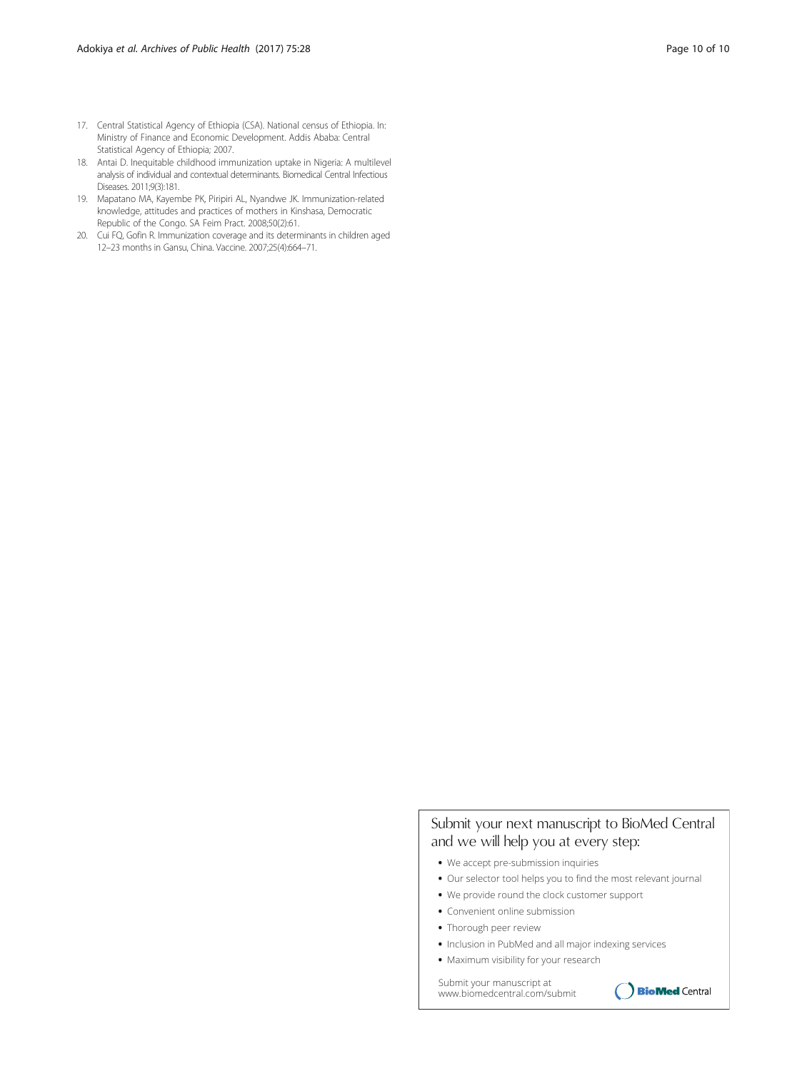17. Central Statistical Agency of Ethiopia (CSA). National census of Ethiopia. In: Ministry of Finance and Economic Development. Addis Ababa: Central Statistical Agency of Ethiopia; 2007.
18. Antai D. Inequitable childhood immunization uptake in Nigeria: A multilevel analysis of individual and contextual determinants. Biomedical Central Infectious Diseases. 2011;9(3):181.
19. Mapatano MA, Kayembe PK, Piripiri AL, Nyandwe JK. Immunization-related knowledge, attitudes and practices of mothers in Kinshasa, Democratic Republic of the Congo. SA Feim Pract. 2008;50(2):61.
20. Cui FQ, Gofin R. Immunization coverage and its determinants in children aged 12–23 months in Gansu, China. Vaccine. 2007;25(4):664–71.

Submit your next manuscript to BioMed Central and we will help you at every step:

- We accept pre-submission inquiries
- Our selector tool helps you to find the most relevant journal
- We provide round the clock customer support
- Convenient online submission
- Thorough peer review
- Inclusion in PubMed and all major indexing services
- Maximum visibility for your research

Submit your manuscript at
www.biomedcentral.com/submit

BioMed Central